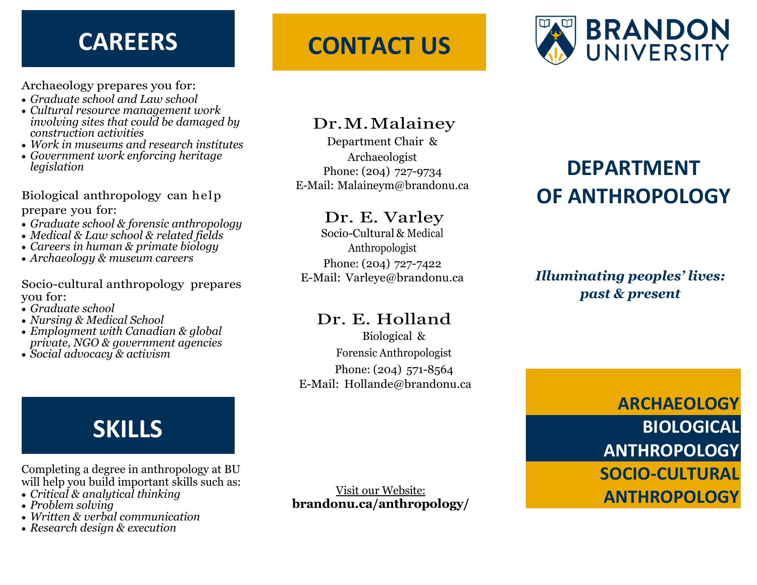## CAREERS

Archaeology prepares you for:

- *Graduate school and Law school*
- *Cultural resource management work involving sites that could be damaged by construction activities*
- *Work in museums and research institutes*
- *Government work enforcing heritage legislation*

Biological anthropology can help prepare you for:

- *Graduate school & forensic anthropology*
- *Medical & Law school & related fields*
- *Careers in human & primate biology*
- *Archaeology & museum careers*

Socio-cultural anthropology prepares you for:

- *Graduate school*
- *Nursing & Medical School*
- *Employment with Canadian & global private, NGO & government agencies*
- *Social advocacy & activism*

## SKILLS

Completing a degree in anthropology at BU will help you build important skills such as:

- *Critical & analytical thinking*
- *Problem solving*
- *Written & verbal communication*
- *Research design & execution*

## CONTACT US

**Dr.M.Malainey**
Department Chair & Archaeologist
Phone: (204) 727-9734
E-Mail: Malaineym@brandonu.ca

**Dr. E. Varley**
Socio-Cultural & Medical Anthropologist
Phone: (204) 727-7422
E-Mail: Varleye@brandonu.ca

**Dr. E. Holland**
Biological & Forensic Anthropologist
Phone: (204) 571-8564
E-Mail: Hollande@brandonu.ca

Visit our Website:
**brandonu.ca/anthropology/**

BRANDON UNIVERSITY

# DEPARTMENT OF ANTHROPOLOGY

***Illuminating peoples' lives: past & present***

**ARCHAEOLOGY**
**BIOLOGICAL ANTHROPOLOGY**
**SOCIO-CULTURAL ANTHROPOLOGY**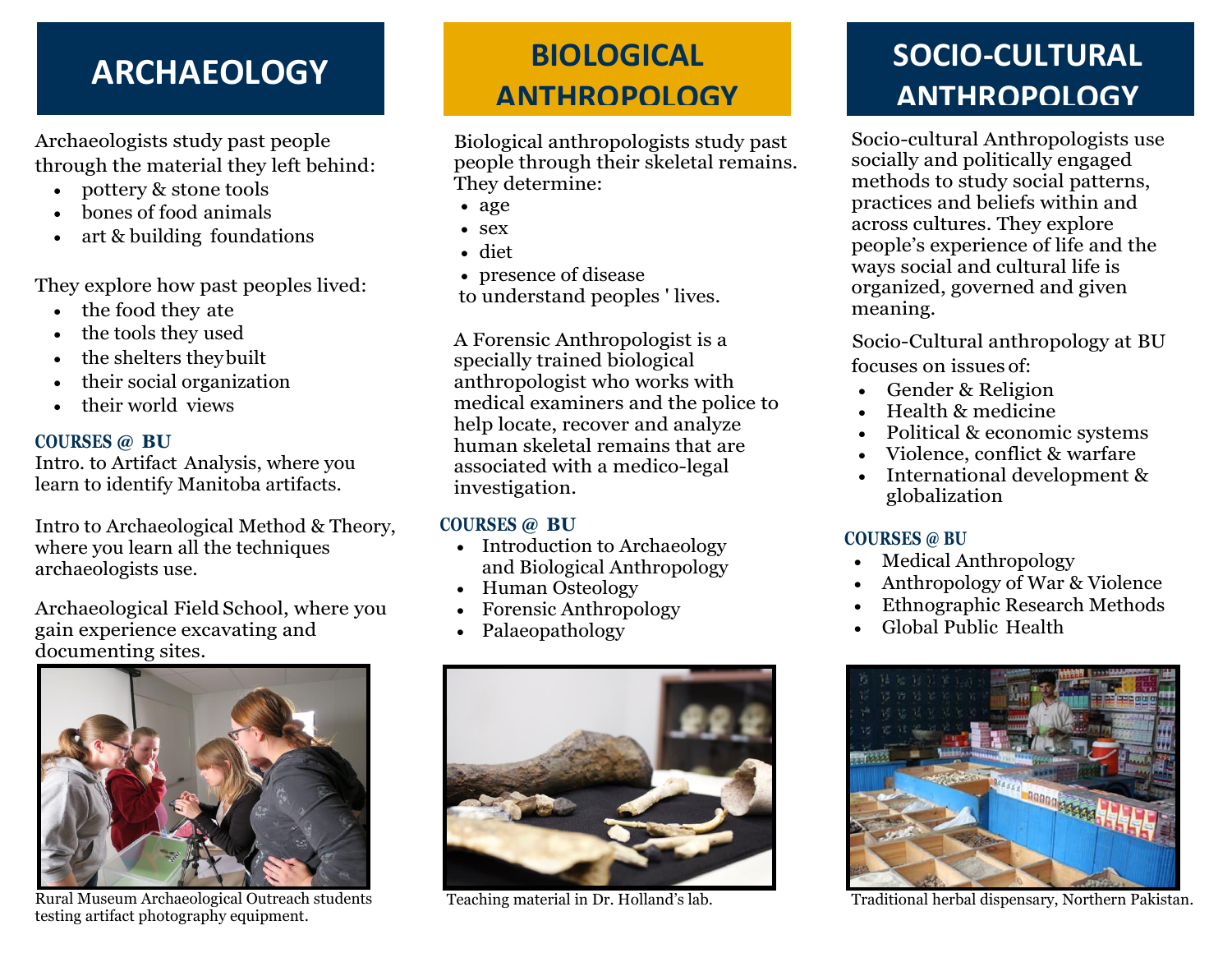# ARCHAEOLOGY

Archaeologists study past people through the material they left behind:

- pottery & stone tools
- bones of food animals
- art & building foundations

They explore how past peoples lived:

- the food they ate
- the tools they used
- the shelters they built
- their social organization
- their world views

**COURSES @ BU**

Intro. to Artifact Analysis, where you learn to identify Manitoba artifacts.

Intro to Archaeological Method & Theory, where you learn all the techniques archaeologists use.

Archaeological Field School, where you gain experience excavating and documenting sites.

Rural Museum Archaeological Outreach students testing artifact photography equipment.

# BIOLOGICAL ANTHROPOLOGY

Biological anthropologists study past people through their skeletal remains. They determine:

- age
- sex
- diet
- presence of disease

to understand peoples ' lives.

A Forensic Anthropologist is a specially trained biological anthropologist who works with medical examiners and the police to help locate, recover and analyze human skeletal remains that are associated with a medico-legal investigation.

**COURSES @ BU**

- Introduction to Archaeology and Biological Anthropology
- Human Osteology
- Forensic Anthropology
- Palaeopathology

Teaching material in Dr. Holland's lab.

# SOCIO-CULTURAL ANTHROPOLOGY

Socio-cultural Anthropologists use socially and politically engaged methods to study social patterns, practices and beliefs within and across cultures. They explore people's experience of life and the ways social and cultural life is organized, governed and given meaning.

Socio-Cultural anthropology at BU focuses on issues of:

- Gender & Religion
- Health & medicine
- Political & economic systems
- Violence, conflict & warfare
- International development & globalization

**COURSES @ BU**

- Medical Anthropology
- Anthropology of War & Violence
- Ethnographic Research Methods
- Global Public Health

Traditional herbal dispensary, Northern Pakistan.